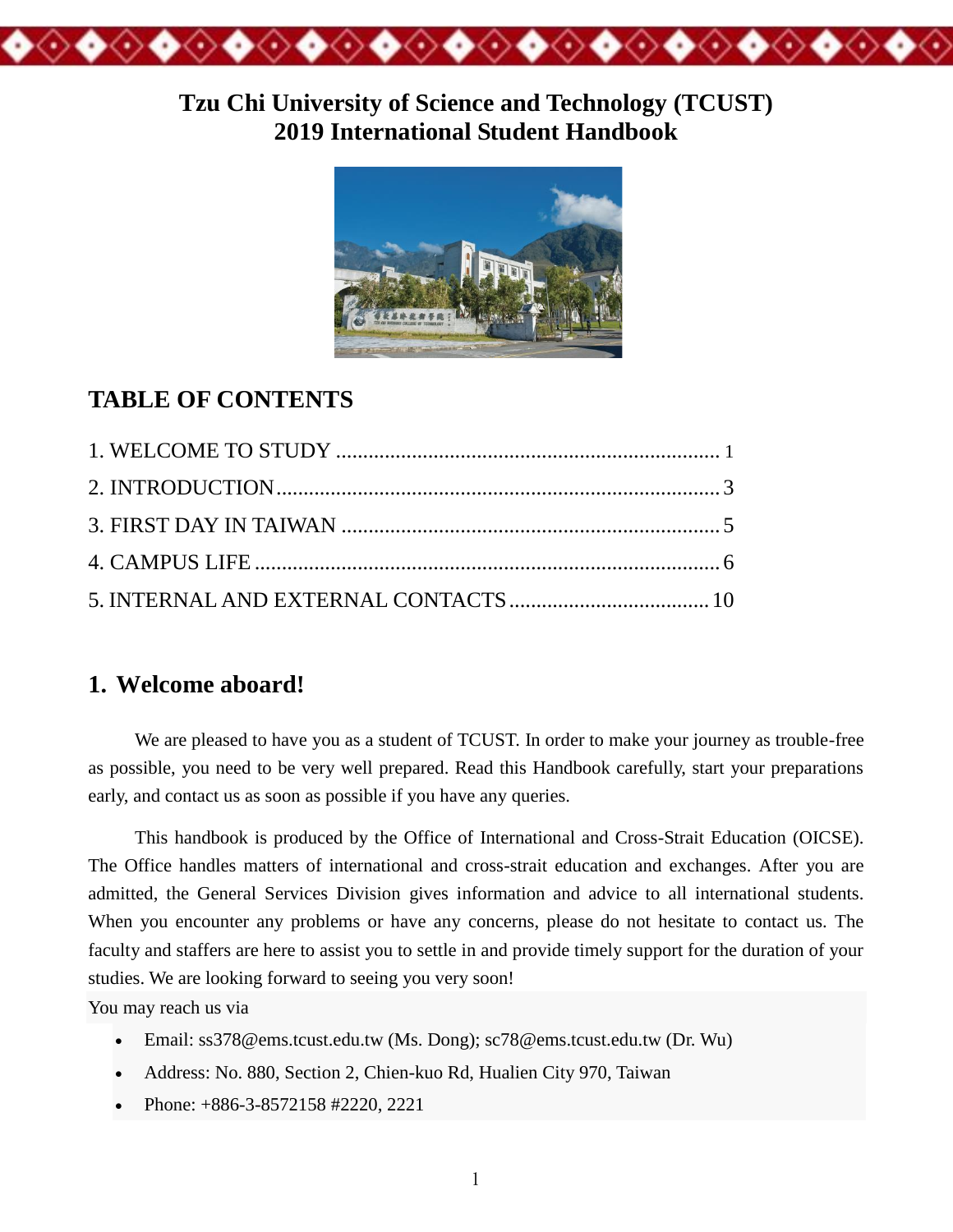# Tzu Chi University of Science and Technology (TCUST)
# 2019 International Student Handbook

## TABLE OF CONTENTS

1. WELCOME TO STUDY .................................................................... 1
2. INTRODUCTION.................................................................................. 3
3. FIRST DAY IN TAIWAN ...................................................................... 5
4. CAMPUS LIFE ...................................................................................... 6
5. INTERNAL AND EXTERNAL CONTACTS ..................................... 10

## 1. Welcome aboard!

We are pleased to have you as a student of TCUST. In order to make your journey as trouble-free as possible, you need to be very well prepared. Read this Handbook carefully, start your preparations early, and contact us as soon as possible if you have any queries.

This handbook is produced by the Office of International and Cross-Strait Education (OICSE). The Office handles matters of international and cross-strait education and exchanges. After you are admitted, the General Services Division gives information and advice to all international students. When you encounter any problems or have any concerns, please do not hesitate to contact us. The faculty and staffers are here to assist you to settle in and provide timely support for the duration of your studies. We are looking forward to seeing you very soon!

You may reach us via

- Email: ss378@ems.tcust.edu.tw (Ms. Dong); sc78@ems.tcust.edu.tw (Dr. Wu)
- Address: No. 880, Section 2, Chien-kuo Rd, Hualien City 970, Taiwan
- Phone: +886-3-8572158 #2220, 2221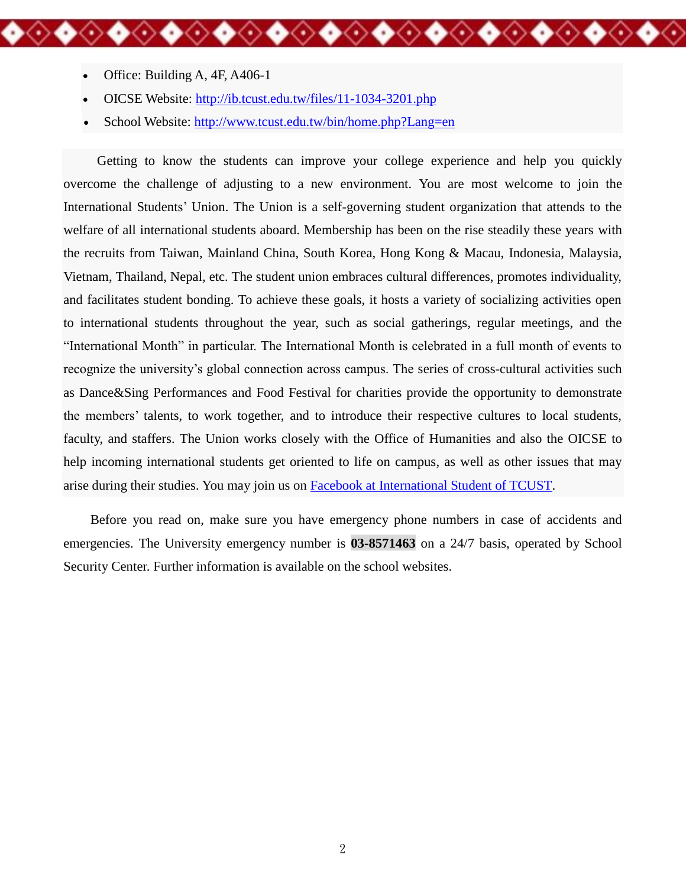- Office: Building A, 4F, A406-1
- OICSE Website: [http://ib.tcust.edu.tw/files/11-1034-3201.php](http://ib.tcust.edu.tw/files/11-1034-3201.php)
- School Website: [http://www.tcust.edu.tw/bin/home.php?Lang=en](http://www.tcust.edu.tw/bin/home.php?Lang=en)

Getting to know the students can improve your college experience and help you quickly overcome the challenge of adjusting to a new environment. You are most welcome to join the International Students' Union. The Union is a self-governing student organization that attends to the welfare of all international students aboard. Membership has been on the rise steadily these years with the recruits from Taiwan, Mainland China, South Korea, Hong Kong & Macau, Indonesia, Malaysia, Vietnam, Thailand, Nepal, etc. The student union embraces cultural differences, promotes individuality, and facilitates student bonding. To achieve these goals, it hosts a variety of socializing activities open to international students throughout the year, such as social gatherings, regular meetings, and the "International Month" in particular. The International Month is celebrated in a full month of events to recognize the university's global connection across campus. The series of cross-cultural activities such as Dance&Sing Performances and Food Festival for charities provide the opportunity to demonstrate the members' talents, to work together, and to introduce their respective cultures to local students, faculty, and staffers. The Union works closely with the Office of Humanities and also the OICSE to help incoming international students get oriented to life on campus, as well as other issues that may arise during their studies. You may join us on Facebook at International Student of TCUST.

Before you read on, make sure you have emergency phone numbers in case of accidents and emergencies. The University emergency number is **03-8571463** on a 24/7 basis, operated by School Security Center. Further information is available on the school websites.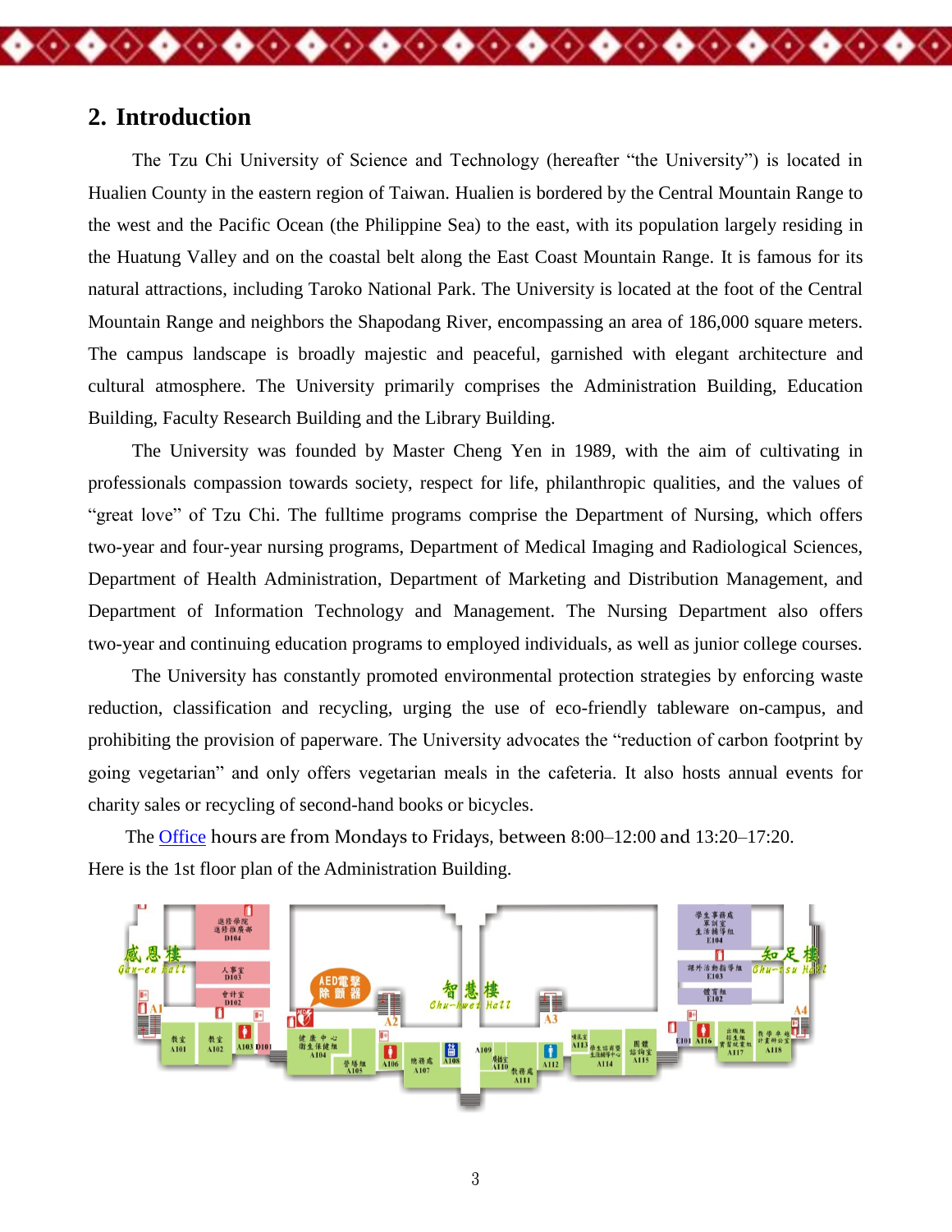## 2. Introduction

The Tzu Chi University of Science and Technology (hereafter "the University") is located in Hualien County in the eastern region of Taiwan. Hualien is bordered by the Central Mountain Range to the west and the Pacific Ocean (the Philippine Sea) to the east, with its population largely residing in the Huatung Valley and on the coastal belt along the East Coast Mountain Range. It is famous for its natural attractions, including Taroko National Park. The University is located at the foot of the Central Mountain Range and neighbors the Shapodang River, encompassing an area of 186,000 square meters. The campus landscape is broadly majestic and peaceful, garnished with elegant architecture and cultural atmosphere. The University primarily comprises the Administration Building, Education Building, Faculty Research Building and the Library Building.

The University was founded by Master Cheng Yen in 1989, with the aim of cultivating in professionals compassion towards society, respect for life, philanthropic qualities, and the values of "great love" of Tzu Chi. The fulltime programs comprise the Department of Nursing, which offers two-year and four-year nursing programs, Department of Medical Imaging and Radiological Sciences, Department of Health Administration, Department of Marketing and Distribution Management, and Department of Information Technology and Management. The Nursing Department also offers two-year and continuing education programs to employed individuals, as well as junior college courses.

The University has constantly promoted environmental protection strategies by enforcing waste reduction, classification and recycling, urging the use of eco-friendly tableware on-campus, and prohibiting the provision of paperware. The University advocates the "reduction of carbon footprint by going vegetarian" and only offers vegetarian meals in the cafeteria. It also hosts annual events for charity sales or recycling of second-hand books or bicycles.

The Office hours are from Mondays to Fridays, between 8:00–12:00 and 13:20–17:20.
Here is the 1st floor plan of the Administration Building.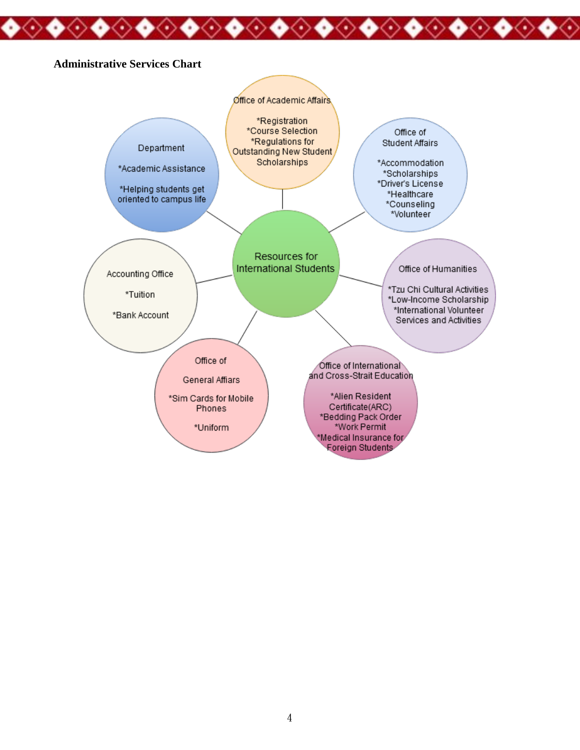**Administrative Services Chart**

**Resources for International Students**

**Office of Academic Affairs**

*Registration
*Course Selection
*Regulations for Outstanding New Student Scholarships

**Office of Student Affairs**

*Accommodation
*Scholarships
*Driver's License
*Healthcare
*Counseling
*Volunteer

**Office of Humanities**

*Tzu Chi Cultural Activities
*Low-Income Scholarship
*International Volunteer Services and Activities

**Office of International and Cross-Strait Education**

*Alien Resident Certificate(ARC)
*Bedding Pack Order
*Work Permit
*Medical Insurance for Foreign Students

**Office of General Affairs**

*Sim Cards for Mobile Phones

*Uniform

**Accounting Office**

*Tuition

*Bank Account

**Department**

*Academic Assistance

*Helping students get oriented to campus life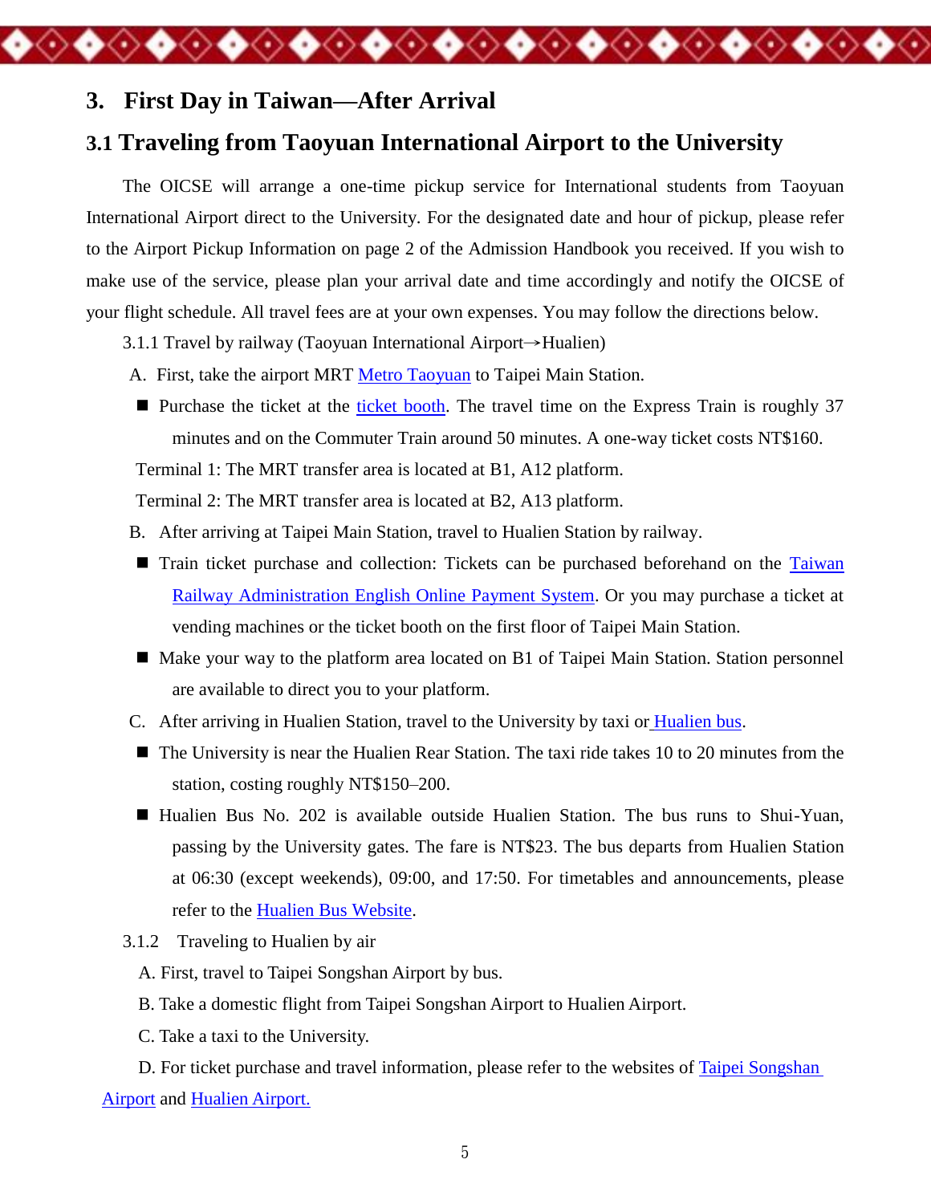# 3. First Day in Taiwan—After Arrival

## 3.1 Traveling from Taoyuan International Airport to the University

The OICSE will arrange a one-time pickup service for International students from Taoyuan International Airport direct to the University. For the designated date and hour of pickup, please refer to the Airport Pickup Information on page 2 of the Admission Handbook you received. If you wish to make use of the service, please plan your arrival date and time accordingly and notify the OICSE of your flight schedule. All travel fees are at your own expenses. You may follow the directions below.

3.1.1 Travel by railway (Taoyuan International Airport→Hualien)

A. First, take the airport MRT Metro Taoyuan to Taipei Main Station.

- Purchase the ticket at the ticket booth. The travel time on the Express Train is roughly 37 minutes and on the Commuter Train around 50 minutes. A one-way ticket costs NT$160.

Terminal 1: The MRT transfer area is located at B1, A12 platform.

Terminal 2: The MRT transfer area is located at B2, A13 platform.

B. After arriving at Taipei Main Station, travel to Hualien Station by railway.

- Train ticket purchase and collection: Tickets can be purchased beforehand on the Taiwan Railway Administration English Online Payment System. Or you may purchase a ticket at vending machines or the ticket booth on the first floor of Taipei Main Station.
- Make your way to the platform area located on B1 of Taipei Main Station. Station personnel are available to direct you to your platform.

C. After arriving in Hualien Station, travel to the University by taxi or Hualien bus.

- The University is near the Hualien Rear Station. The taxi ride takes 10 to 20 minutes from the station, costing roughly NT$150–200.
- Hualien Bus No. 202 is available outside Hualien Station. The bus runs to Shui-Yuan, passing by the University gates. The fare is NT$23. The bus departs from Hualien Station at 06:30 (except weekends), 09:00, and 17:50. For timetables and announcements, please refer to the Hualien Bus Website.

3.1.2 Traveling to Hualien by air

A. First, travel to Taipei Songshan Airport by bus.

B. Take a domestic flight from Taipei Songshan Airport to Hualien Airport.

C. Take a taxi to the University.

D. For ticket purchase and travel information, please refer to the websites of Taipei Songshan Airport and Hualien Airport.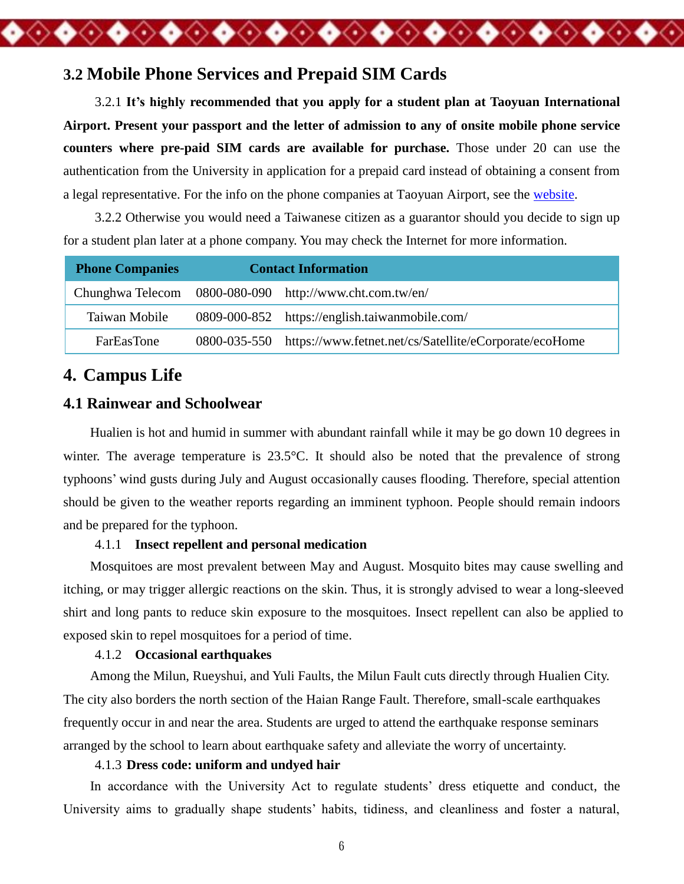## 3.2 Mobile Phone Services and Prepaid SIM Cards

3.2.1 **It's highly recommended that you apply for a student plan at Taoyuan International Airport. Present your passport and the letter of admission to any of onsite mobile phone service counters where pre-paid SIM cards are available for purchase.** Those under 20 can use the authentication from the University in application for a prepaid card instead of obtaining a consent from a legal representative. For the info on the phone companies at Taoyuan Airport, see the website.

3.2.2 Otherwise you would need a Taiwanese citizen as a guarantor should you decide to sign up for a student plan later at a phone company. You may check the Internet for more information.

| Phone Companies | Contact Information | |
|---|---|---|
| Chunghwa Telecom | 0800-080-090 | http://www.cht.com.tw/en/ |
| Taiwan Mobile | 0809-000-852 | https://english.taiwanmobile.com/ |
| FarEasTone | 0800-035-550 | https://www.fetnet.net/cs/Satellite/eCorporate/ecoHome |

# 4. Campus Life

## 4.1 Rainwear and Schoolwear

Hualien is hot and humid in summer with abundant rainfall while it may be go down 10 degrees in winter. The average temperature is 23.5°C. It should also be noted that the prevalence of strong typhoons' wind gusts during July and August occasionally causes flooding. Therefore, special attention should be given to the weather reports regarding an imminent typhoon. People should remain indoors and be prepared for the typhoon.

### 4.1.1 Insect repellent and personal medication

Mosquitoes are most prevalent between May and August. Mosquito bites may cause swelling and itching, or may trigger allergic reactions on the skin. Thus, it is strongly advised to wear a long-sleeved shirt and long pants to reduce skin exposure to the mosquitoes. Insect repellent can also be applied to exposed skin to repel mosquitoes for a period of time.

### 4.1.2 Occasional earthquakes

Among the Milun, Rueyshui, and Yuli Faults, the Milun Fault cuts directly through Hualien City. The city also borders the north section of the Haian Range Fault. Therefore, small-scale earthquakes frequently occur in and near the area. Students are urged to attend the earthquake response seminars arranged by the school to learn about earthquake safety and alleviate the worry of uncertainty.

### 4.1.3 Dress code: uniform and undyed hair

In accordance with the University Act to regulate students' dress etiquette and conduct, the University aims to gradually shape students' habits, tidiness, and cleanliness and foster a natural,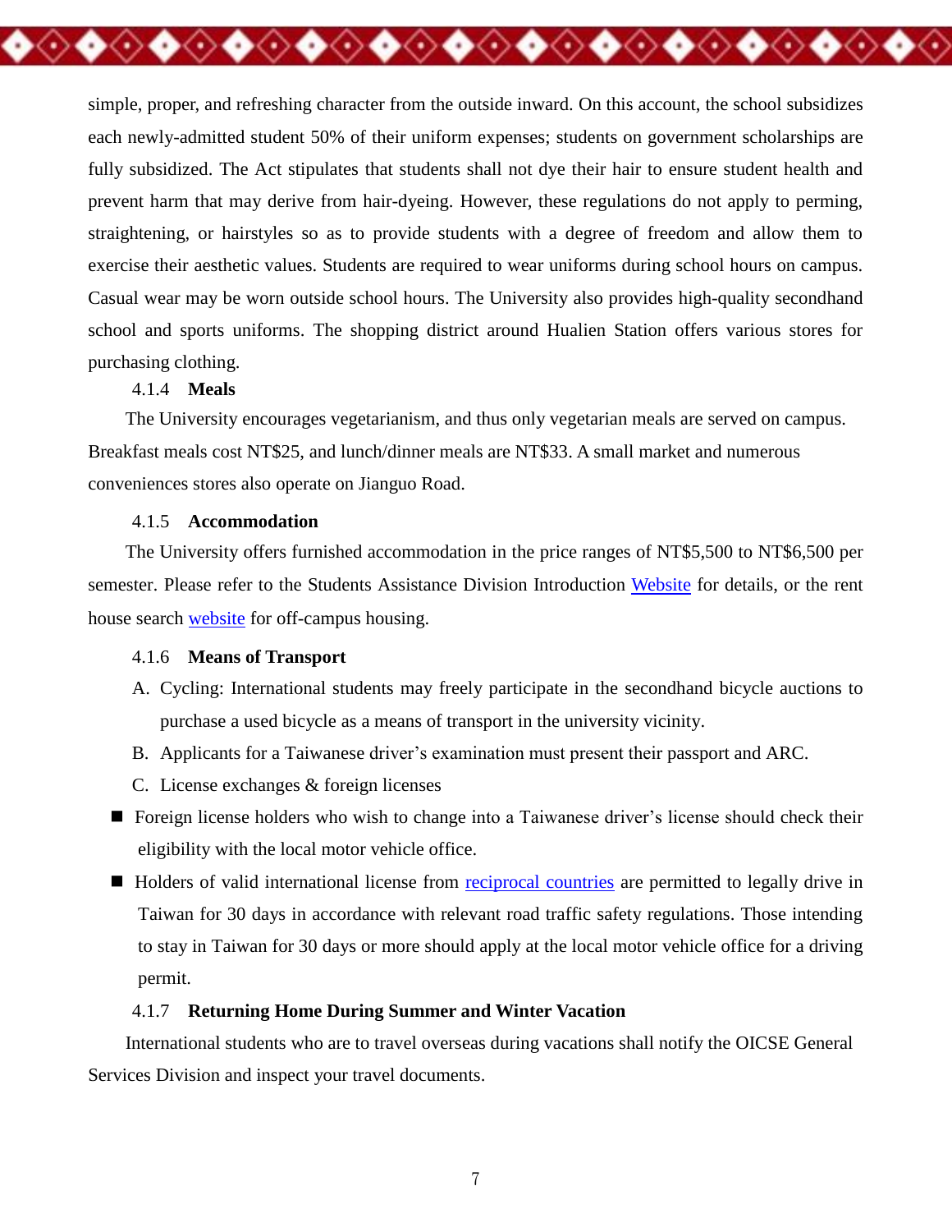simple, proper, and refreshing character from the outside inward. On this account, the school subsidizes each newly-admitted student 50% of their uniform expenses; students on government scholarships are fully subsidized. The Act stipulates that students shall not dye their hair to ensure student health and prevent harm that may derive from hair-dyeing. However, these regulations do not apply to perming, straightening, or hairstyles so as to provide students with a degree of freedom and allow them to exercise their aesthetic values. Students are required to wear uniforms during school hours on campus. Casual wear may be worn outside school hours. The University also provides high-quality secondhand school and sports uniforms. The shopping district around Hualien Station offers various stores for purchasing clothing.

### 4.1.4 Meals

The University encourages vegetarianism, and thus only vegetarian meals are served on campus. Breakfast meals cost NT$25, and lunch/dinner meals are NT$33. A small market and numerous conveniences stores also operate on Jianguo Road.

### 4.1.5 Accommodation

The University offers furnished accommodation in the price ranges of NT$5,500 to NT$6,500 per semester. Please refer to the Students Assistance Division Introduction Website for details, or the rent house search website for off-campus housing.

### 4.1.6 Means of Transport

A. Cycling: International students may freely participate in the secondhand bicycle auctions to purchase a used bicycle as a means of transport in the university vicinity.

B. Applicants for a Taiwanese driver's examination must present their passport and ARC.

C. License exchanges & foreign licenses

- Foreign license holders who wish to change into a Taiwanese driver's license should check their eligibility with the local motor vehicle office.
- Holders of valid international license from reciprocal countries are permitted to legally drive in Taiwan for 30 days in accordance with relevant road traffic safety regulations. Those intending to stay in Taiwan for 30 days or more should apply at the local motor vehicle office for a driving permit.

### 4.1.7 Returning Home During Summer and Winter Vacation

International students who are to travel overseas during vacations shall notify the OICSE General Services Division and inspect your travel documents.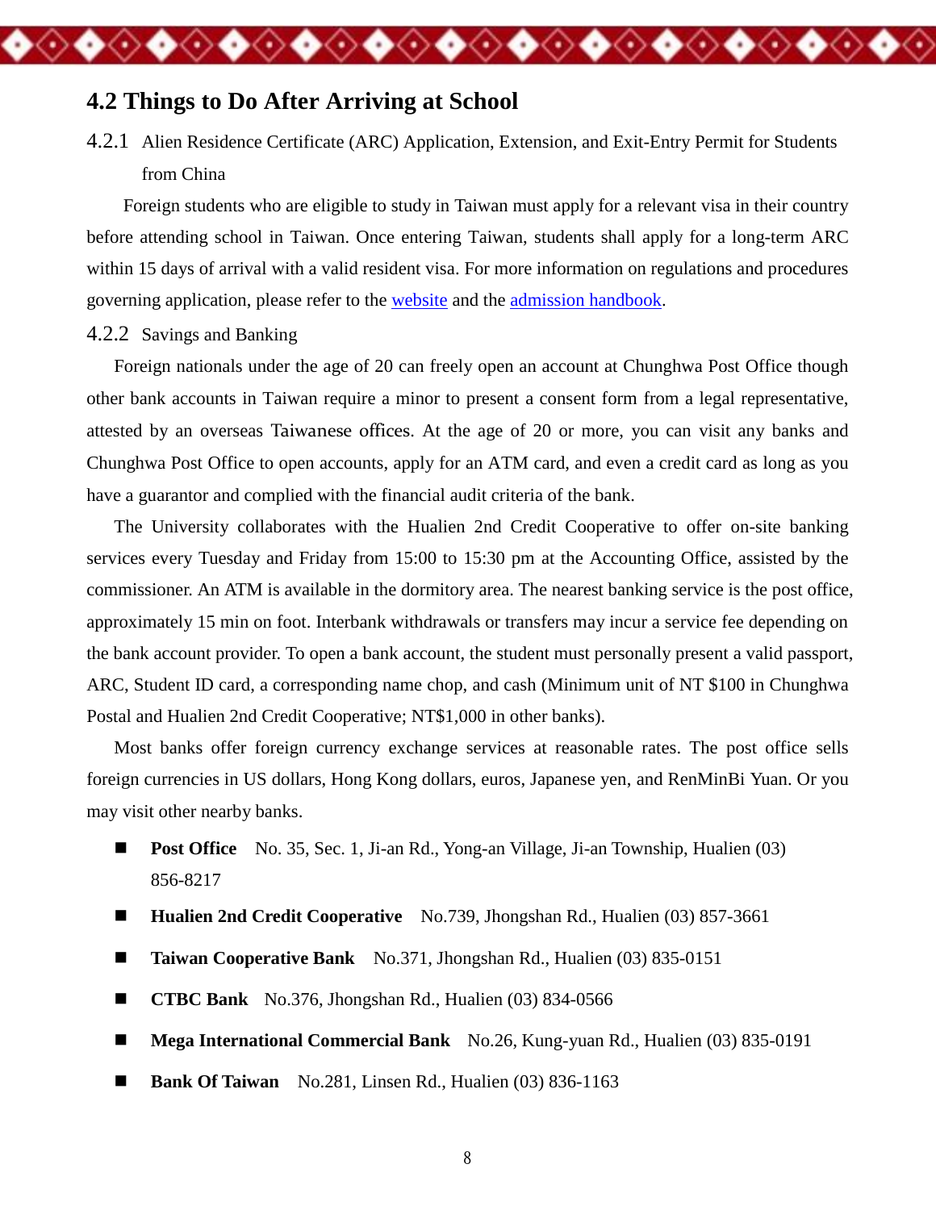## 4.2 Things to Do After Arriving at School

### 4.2.1 Alien Residence Certificate (ARC) Application, Extension, and Exit-Entry Permit for Students from China

Foreign students who are eligible to study in Taiwan must apply for a relevant visa in their country before attending school in Taiwan. Once entering Taiwan, students shall apply for a long-term ARC within 15 days of arrival with a valid resident visa. For more information on regulations and procedures governing application, please refer to the website and the admission handbook.

### 4.2.2 Savings and Banking

Foreign nationals under the age of 20 can freely open an account at Chunghwa Post Office though other bank accounts in Taiwan require a minor to present a consent form from a legal representative, attested by an overseas Taiwanese offices. At the age of 20 or more, you can visit any banks and Chunghwa Post Office to open accounts, apply for an ATM card, and even a credit card as long as you have a guarantor and complied with the financial audit criteria of the bank.

The University collaborates with the Hualien 2nd Credit Cooperative to offer on-site banking services every Tuesday and Friday from 15:00 to 15:30 pm at the Accounting Office, assisted by the commissioner. An ATM is available in the dormitory area. The nearest banking service is the post office, approximately 15 min on foot. Interbank withdrawals or transfers may incur a service fee depending on the bank account provider. To open a bank account, the student must personally present a valid passport, ARC, Student ID card, a corresponding name chop, and cash (Minimum unit of NT $100 in Chunghwa Postal and Hualien 2nd Credit Cooperative; NT$1,000 in other banks).

Most banks offer foreign currency exchange services at reasonable rates. The post office sells foreign currencies in US dollars, Hong Kong dollars, euros, Japanese yen, and RenMinBi Yuan. Or you may visit other nearby banks.

- **Post Office** No. 35, Sec. 1, Ji-an Rd., Yong-an Village, Ji-an Township, Hualien (03) 856-8217
- **Hualien 2nd Credit Cooperative** No.739, Jhongshan Rd., Hualien (03) 857-3661
- **Taiwan Cooperative Bank** No.371, Jhongshan Rd., Hualien (03) 835-0151
- **CTBC Bank** No.376, Jhongshan Rd., Hualien (03) 834-0566
- **Mega International Commercial Bank** No.26, Kung-yuan Rd., Hualien (03) 835-0191
- **Bank Of Taiwan** No.281, Linsen Rd., Hualien (03) 836-1163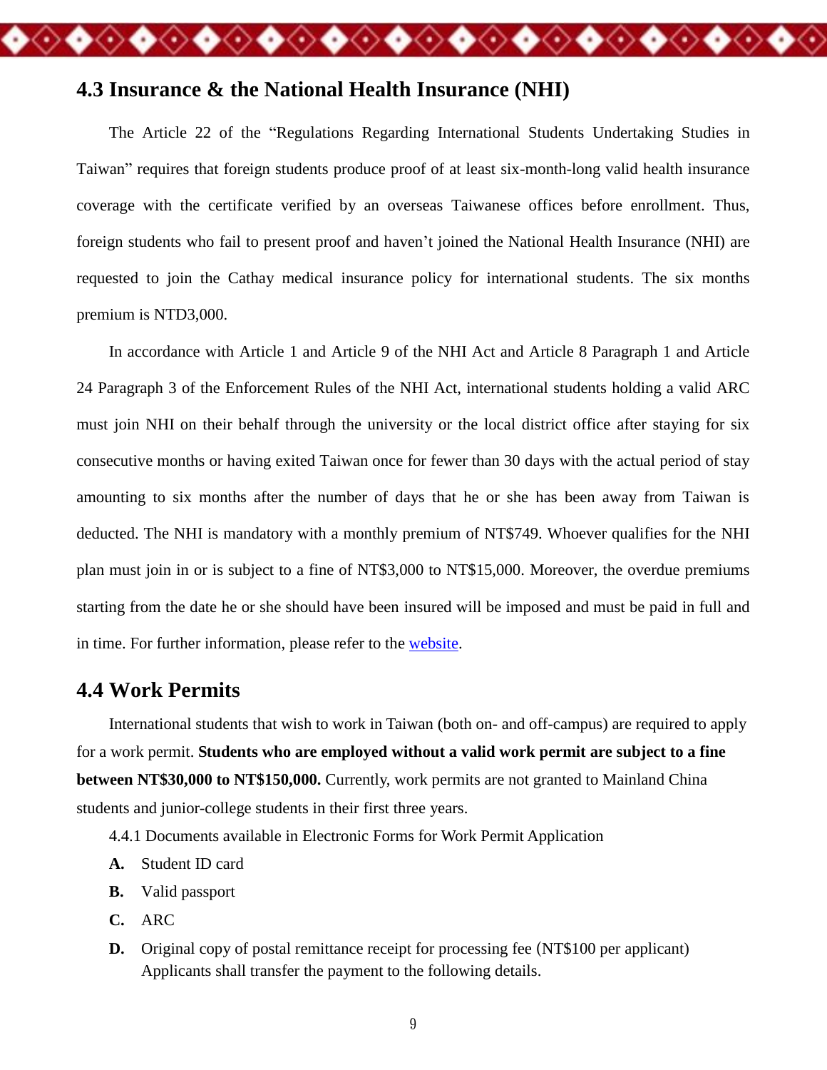## 4.3 Insurance & the National Health Insurance (NHI)

The Article 22 of the "Regulations Regarding International Students Undertaking Studies in Taiwan" requires that foreign students produce proof of at least six-month-long valid health insurance coverage with the certificate verified by an overseas Taiwanese offices before enrollment. Thus, foreign students who fail to present proof and haven't joined the National Health Insurance (NHI) are requested to join the Cathay medical insurance policy for international students. The six months premium is NTD3,000.

In accordance with Article 1 and Article 9 of the NHI Act and Article 8 Paragraph 1 and Article 24 Paragraph 3 of the Enforcement Rules of the NHI Act, international students holding a valid ARC must join NHI on their behalf through the university or the local district office after staying for six consecutive months or having exited Taiwan once for fewer than 30 days with the actual period of stay amounting to six months after the number of days that he or she has been away from Taiwan is deducted. The NHI is mandatory with a monthly premium of NT$749. Whoever qualifies for the NHI plan must join in or is subject to a fine of NT$3,000 to NT$15,000. Moreover, the overdue premiums starting from the date he or she should have been insured will be imposed and must be paid in full and in time. For further information, please refer to the website.

## 4.4 Work Permits

International students that wish to work in Taiwan (both on- and off-campus) are required to apply for a work permit. **Students who are employed without a valid work permit are subject to a fine between NT$30,000 to NT$150,000.** Currently, work permits are not granted to Mainland China students and junior-college students in their first three years.

4.4.1 Documents available in Electronic Forms for Work Permit Application

**A.** Student ID card

**B.** Valid passport

**C.** ARC

**D.** Original copy of postal remittance receipt for processing fee (NT$100 per applicant) Applicants shall transfer the payment to the following details.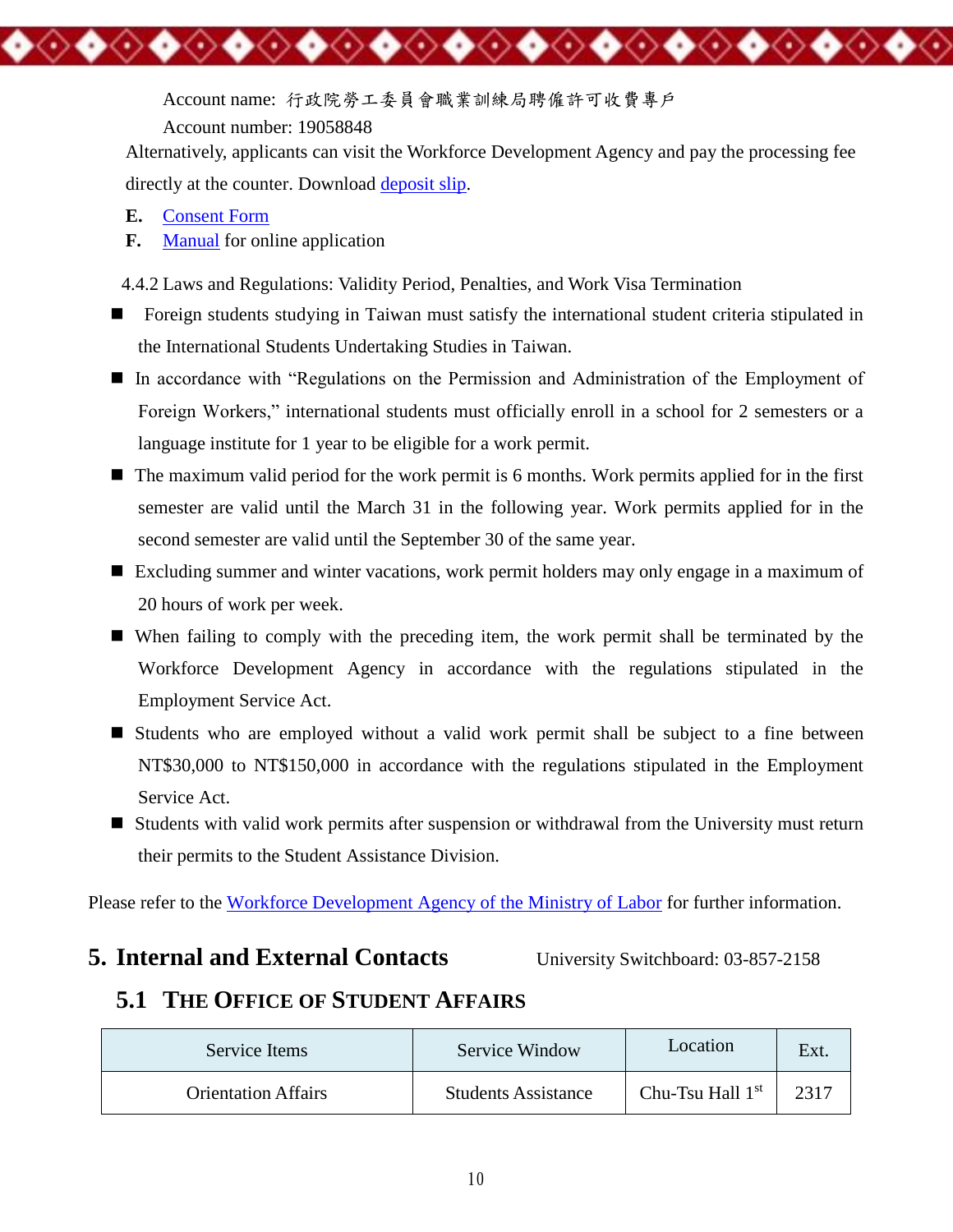Account name: 行政院勞工委員會職業訓練局聘僱許可收費專戶

Account number: 19058848

Alternatively, applicants can visit the Workforce Development Agency and pay the processing fee directly at the counter. Download deposit slip.

**E.** Consent Form

**F.** Manual for online application

4.4.2 Laws and Regulations: Validity Period, Penalties, and Work Visa Termination

- Foreign students studying in Taiwan must satisfy the international student criteria stipulated in the International Students Undertaking Studies in Taiwan.
- In accordance with "Regulations on the Permission and Administration of the Employment of Foreign Workers," international students must officially enroll in a school for 2 semesters or a language institute for 1 year to be eligible for a work permit.
- The maximum valid period for the work permit is 6 months. Work permits applied for in the first semester are valid until the March 31 in the following year. Work permits applied for in the second semester are valid until the September 30 of the same year.
- Excluding summer and winter vacations, work permit holders may only engage in a maximum of 20 hours of work per week.
- When failing to comply with the preceding item, the work permit shall be terminated by the Workforce Development Agency in accordance with the regulations stipulated in the Employment Service Act.
- Students who are employed without a valid work permit shall be subject to a fine between NT$30,000 to NT$150,000 in accordance with the regulations stipulated in the Employment Service Act.
- Students with valid work permits after suspension or withdrawal from the University must return their permits to the Student Assistance Division.

Please refer to the Workforce Development Agency of the Ministry of Labor for further information.

# 5. Internal and External Contacts

University Switchboard: 03-857-2158

## 5.1 The Office of Student Affairs

| Service Items | Service Window | Location | Ext. |
|---|---|---|---|
| Orientation Affairs | Students Assistance | Chu-Tsu Hall 1st | 2317 |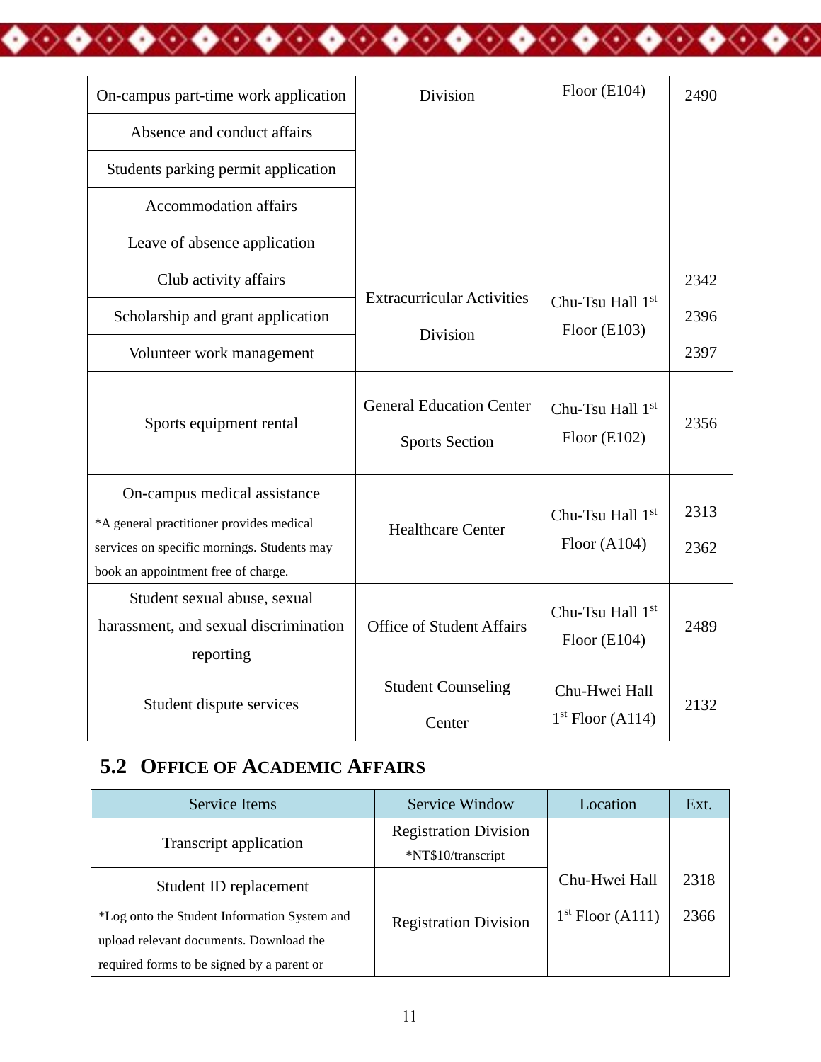| | | | |
|---|---|---|---|
| On-campus part-time work application | Division | Floor (E104) | 2490 |
| Absence and conduct affairs | | | |
| Students parking permit application | | | |
| Accommodation affairs | | | |
| Leave of absence application | | | |
| Club activity affairs | Extracurricular Activities Division | Chu-Tsu Hall 1st Floor (E103) | 2342 |
| Scholarship and grant application | | | 2396 |
| Volunteer work management | | | 2397 |
| Sports equipment rental | General Education Center Sports Section | Chu-Tsu Hall 1st Floor (E102) | 2356 |
| On-campus medical assistance *A general practitioner provides medical services on specific mornings. Students may book an appointment free of charge. | Healthcare Center | Chu-Tsu Hall 1st Floor (A104) | 2313 2362 |
| Student sexual abuse, sexual harassment, and sexual discrimination reporting | Office of Student Affairs | Chu-Tsu Hall 1st Floor (E104) | 2489 |
| Student dispute services | Student Counseling Center | Chu-Hwei Hall 1st Floor (A114) | 2132 |

## 5.2 Office of Academic Affairs

| Service Items | Service Window | Location | Ext. |
|---|---|---|---|
| Transcript application | Registration Division *NT$10/transcript | Chu-Hwei Hall 1st Floor (A111) | 2318 2366 |
| Student ID replacement *Log onto the Student Information System and upload relevant documents. Download the required forms to be signed by a parent or | Registration Division | | |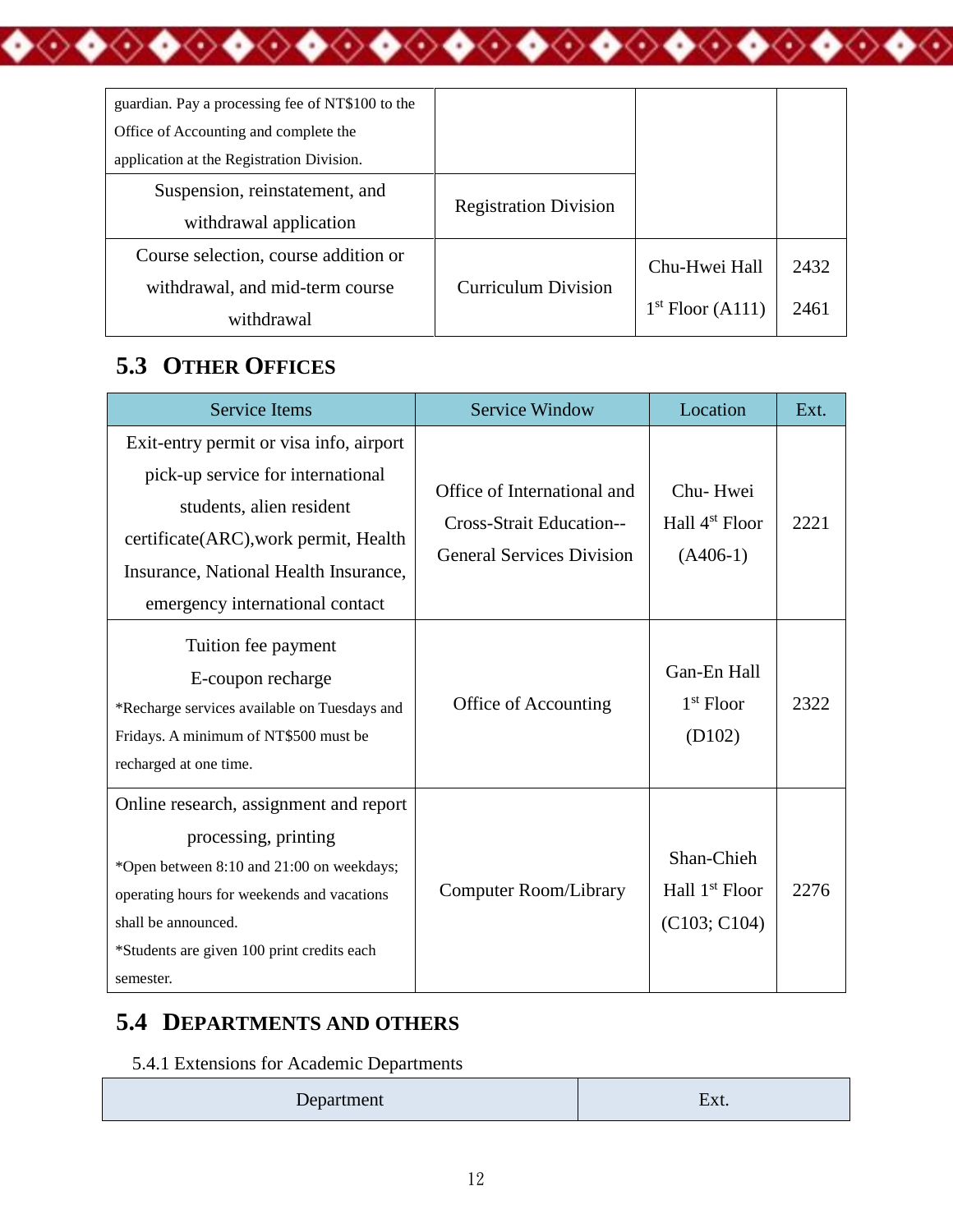| | | | |
|---|---|---|---|
| guardian. Pay a processing fee of NT$100 to the Office of Accounting and complete the application at the Registration Division. | | | |
| Suspension, reinstatement, and withdrawal application | Registration Division | | |
| Course selection, course addition or withdrawal, and mid-term course withdrawal | Curriculum Division | Chu-Hwei Hall 1st Floor (A111) | 2432 2461 |

## 5.3 OTHER OFFICES

| Service Items | Service Window | Location | Ext. |
|---|---|---|---|
| Exit-entry permit or visa info, airport pick-up service for international students, alien resident certificate(ARC),work permit, Health Insurance, National Health Insurance, emergency international contact | Office of International and Cross-Strait Education--General Services Division | Chu- Hwei Hall 4st Floor (A406-1) | 2221 |
| Tuition fee payment<br>E-coupon recharge<br>*Recharge services available on Tuesdays and Fridays. A minimum of NT$500 must be recharged at one time. | Office of Accounting | Gan-En Hall 1st Floor (D102) | 2322 |
| Online research, assignment and report processing, printing<br>*Open between 8:10 and 21:00 on weekdays; operating hours for weekends and vacations shall be announced.<br>*Students are given 100 print credits each semester. | Computer Room/Library | Shan-Chieh Hall 1st Floor (C103; C104) | 2276 |

## 5.4 DEPARTMENTS AND OTHERS

5.4.1 Extensions for Academic Departments

| Department | Ext. |
|---|---|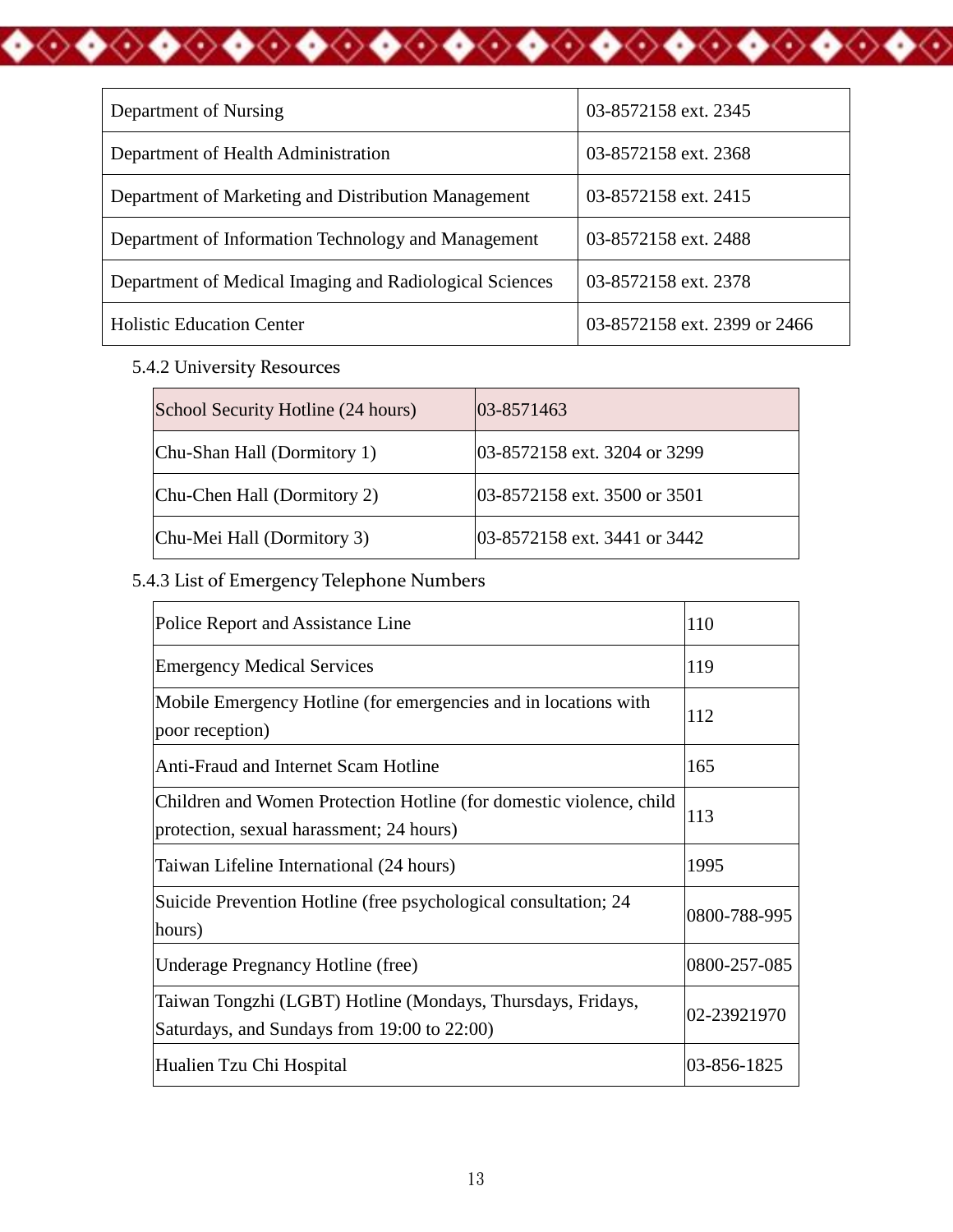| | |
|---|---|
| Department of Nursing | 03-8572158 ext. 2345 |
| Department of Health Administration | 03-8572158 ext. 2368 |
| Department of Marketing and Distribution Management | 03-8572158 ext. 2415 |
| Department of Information Technology and Management | 03-8572158 ext. 2488 |
| Department of Medical Imaging and Radiological Sciences | 03-8572158 ext. 2378 |
| Holistic Education Center | 03-8572158 ext. 2399 or 2466 |

### 5.4.2 University Resources

| | |
|---|---|
| School Security Hotline (24 hours) | 03-8571463 |
| Chu-Shan Hall (Dormitory 1) | 03-8572158 ext. 3204 or 3299 |
| Chu-Chen Hall (Dormitory 2) | 03-8572158 ext. 3500 or 3501 |
| Chu-Mei Hall (Dormitory 3) | 03-8572158 ext. 3441 or 3442 |

### 5.4.3 List of Emergency Telephone Numbers

| | |
|---|---|
| Police Report and Assistance Line | 110 |
| Emergency Medical Services | 119 |
| Mobile Emergency Hotline (for emergencies and in locations with poor reception) | 112 |
| Anti-Fraud and Internet Scam Hotline | 165 |
| Children and Women Protection Hotline (for domestic violence, child protection, sexual harassment; 24 hours) | 113 |
| Taiwan Lifeline International (24 hours) | 1995 |
| Suicide Prevention Hotline (free psychological consultation; 24 hours) | 0800-788-995 |
| Underage Pregnancy Hotline (free) | 0800-257-085 |
| Taiwan Tongzhi (LGBT) Hotline (Mondays, Thursdays, Fridays, Saturdays, and Sundays from 19:00 to 22:00) | 02-23921970 |
| Hualien Tzu Chi Hospital | 03-856-1825 |